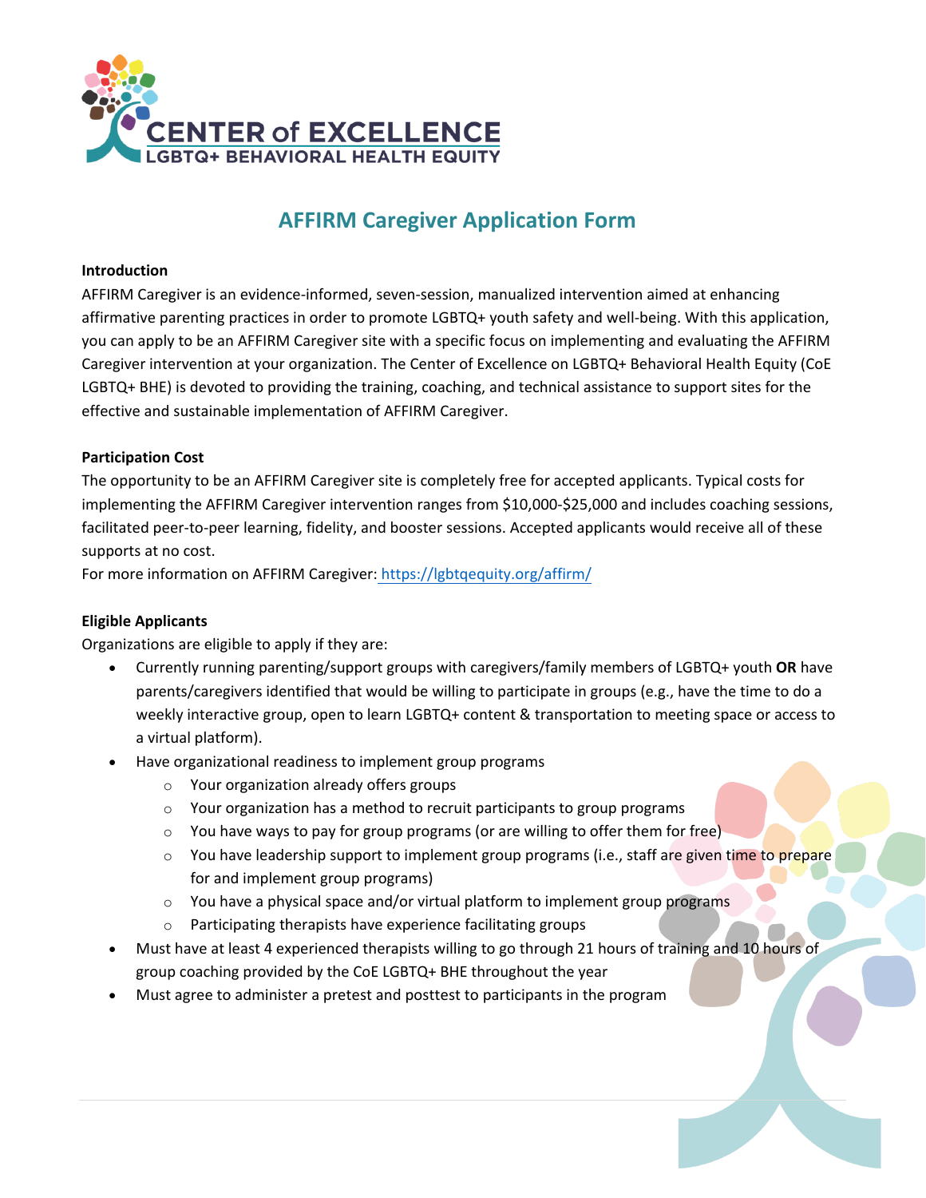CENTER of EXCELLENCE
LGBTQ+ BEHAVIORAL HEALTH EQUITY

# AFFIRM Caregiver Application Form

**Introduction**

AFFIRM Caregiver is an evidence-informed, seven-session, manualized intervention aimed at enhancing affirmative parenting practices in order to promote LGBTQ+ youth safety and well-being. With this application, you can apply to be an AFFIRM Caregiver site with a specific focus on implementing and evaluating the AFFIRM Caregiver intervention at your organization. The Center of Excellence on LGBTQ+ Behavioral Health Equity (CoE LGBTQ+ BHE) is devoted to providing the training, coaching, and technical assistance to support sites for the effective and sustainable implementation of AFFIRM Caregiver.

**Participation Cost**

The opportunity to be an AFFIRM Caregiver site is completely free for accepted applicants. Typical costs for implementing the AFFIRM Caregiver intervention ranges from $10,000-$25,000 and includes coaching sessions, facilitated peer-to-peer learning, fidelity, and booster sessions. Accepted applicants would receive all of these supports at no cost.

For more information on AFFIRM Caregiver: https://lgbtqequity.org/affirm/

**Eligible Applicants**

Organizations are eligible to apply if they are:

- Currently running parenting/support groups with caregivers/family members of LGBTQ+ youth **OR** have parents/caregivers identified that would be willing to participate in groups (e.g., have the time to do a weekly interactive group, open to learn LGBTQ+ content & transportation to meeting space or access to a virtual platform).
- Have organizational readiness to implement group programs
    - Your organization already offers groups
    - Your organization has a method to recruit participants to group programs
    - You have ways to pay for group programs (or are willing to offer them for free)
    - You have leadership support to implement group programs (i.e., staff are given time to prepare for and implement group programs)
    - You have a physical space and/or virtual platform to implement group programs
    - Participating therapists have experience facilitating groups
- Must have at least 4 experienced therapists willing to go through 21 hours of training and 10 hours of group coaching provided by the CoE LGBTQ+ BHE throughout the year
- Must agree to administer a pretest and posttest to participants in the program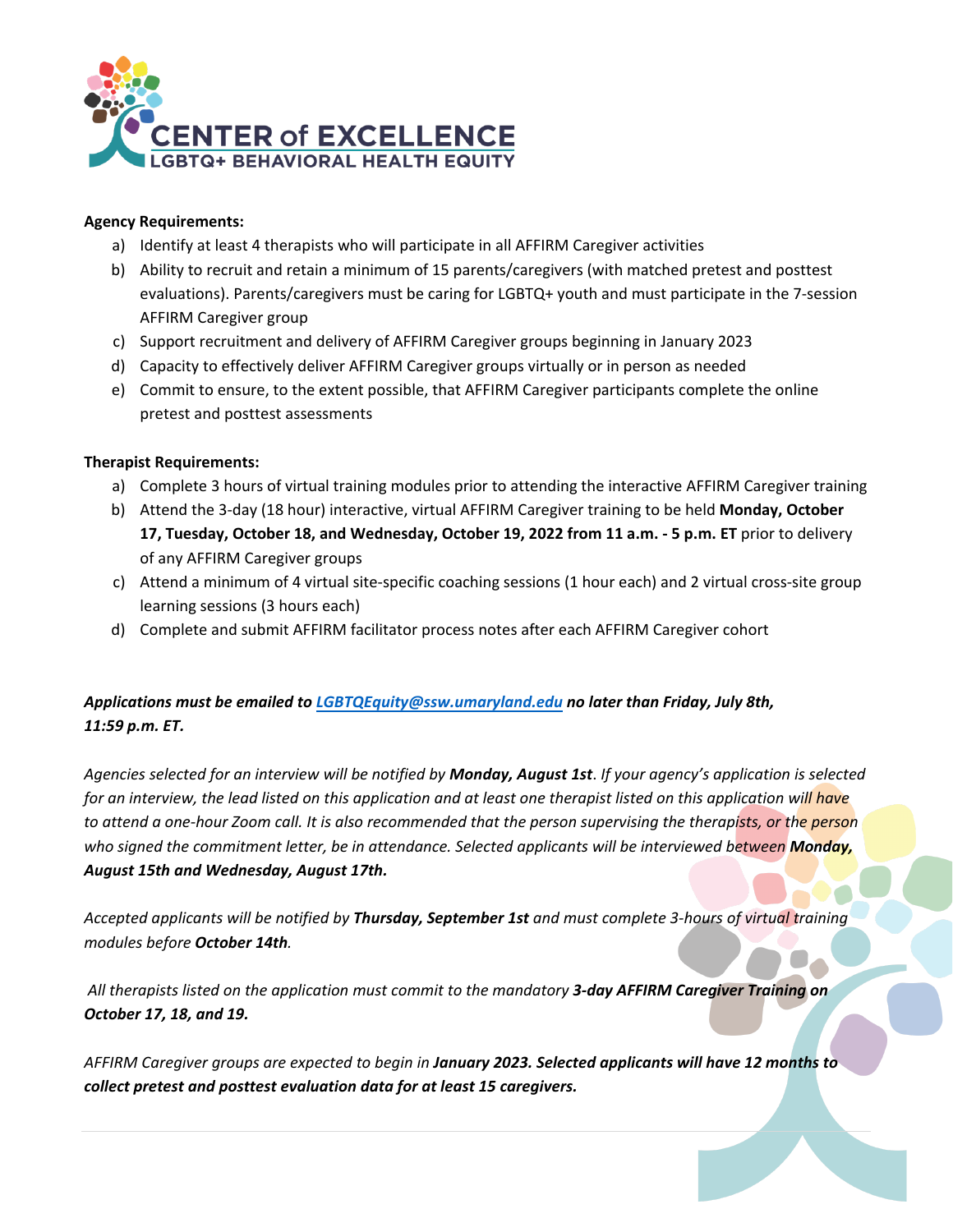**Agency Requirements:**

a) Identify at least 4 therapists who will participate in all AFFIRM Caregiver activities
b) Ability to recruit and retain a minimum of 15 parents/caregivers (with matched pretest and posttest evaluations). Parents/caregivers must be caring for LGBTQ+ youth and must participate in the 7-session AFFIRM Caregiver group
c) Support recruitment and delivery of AFFIRM Caregiver groups beginning in January 2023
d) Capacity to effectively deliver AFFIRM Caregiver groups virtually or in person as needed
e) Commit to ensure, to the extent possible, that AFFIRM Caregiver participants complete the online pretest and posttest assessments

**Therapist Requirements:**

a) Complete 3 hours of virtual training modules prior to attending the interactive AFFIRM Caregiver training
b) Attend the 3-day (18 hour) interactive, virtual AFFIRM Caregiver training to be held **Monday, October 17, Tuesday, October 18, and Wednesday, October 19, 2022 from 11 a.m. - 5 p.m. ET** prior to delivery of any AFFIRM Caregiver groups
c) Attend a minimum of 4 virtual site-specific coaching sessions (1 hour each) and 2 virtual cross-site group learning sessions (3 hours each)
d) Complete and submit AFFIRM facilitator process notes after each AFFIRM Caregiver cohort

***Applications must be emailed to [LGBTQEquity@ssw.umaryland.edu](mailto:LGBTQEquity@ssw.umaryland.edu) no later than Friday, July 8th, 11:59 p.m. ET.***

*Agencies selected for an interview will be notified by **Monday, August 1st**. If your agency's application is selected for an interview, the lead listed on this application and at least one therapist listed on this application will have to attend a one-hour Zoom call. It is also recommended that the person supervising the therapists, or the person who signed the commitment letter, be in attendance. Selected applicants will be interviewed between **Monday, August 15th and Wednesday, August 17th.***

*Accepted applicants will be notified by **Thursday, September 1st** and must complete 3-hours of virtual training modules before **October 14th**.*

*All therapists listed on the application must commit to the mandatory **3-day AFFIRM Caregiver Training on October 17, 18, and 19.***

*AFFIRM Caregiver groups are expected to begin in **January 2023. Selected applicants will have 12 months to collect pretest and posttest evaluation data for at least 15 caregivers.***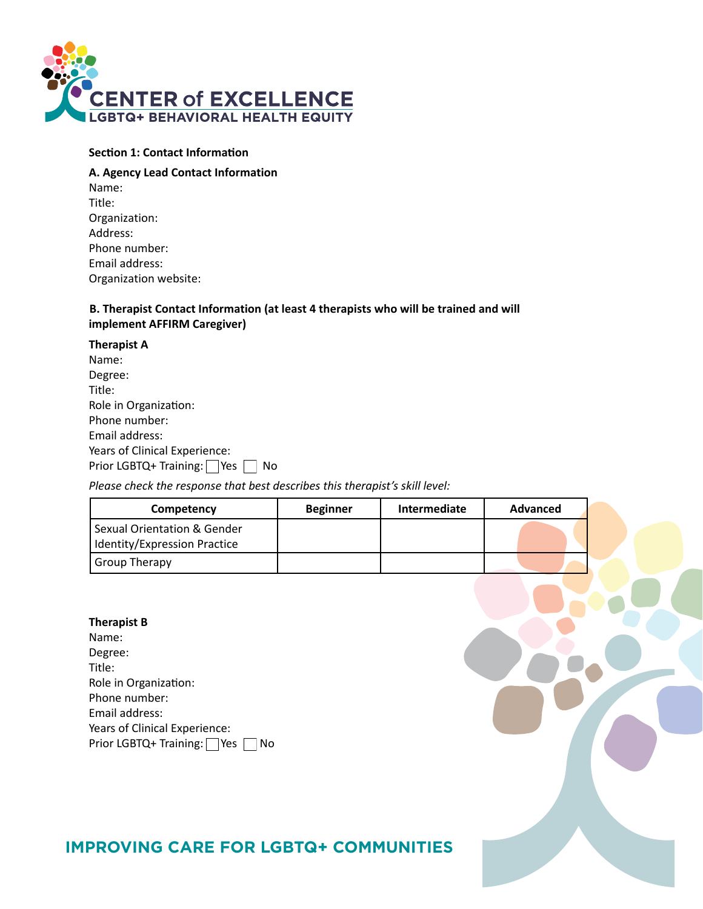**Section 1: Contact Information**

**A. Agency Lead Contact Information**

Name:
Title:
Organization:
Address:
Phone number:
Email address:
Organization website:

**B. Therapist Contact Information (at least 4 therapists who will be trained and will implement AFFIRM Caregiver)**

**Therapist A**

Name:
Degree:
Title:
Role in Organization:
Phone number:
Email address:
Years of Clinical Experience:
Prior LGBTQ+ Training: ☐ Yes ☐ No

*Please check the response that best describes this therapist's skill level:*

| Competency | Beginner | Intermediate | Advanced |
|---|---|---|---|
| Sexual Orientation & Gender Identity/Expression Practice | | | |
| Group Therapy | | | |

**Therapist B**

Name:
Degree:
Title:
Role in Organization:
Phone number:
Email address:
Years of Clinical Experience:
Prior LGBTQ+ Training: ☐ Yes ☐ No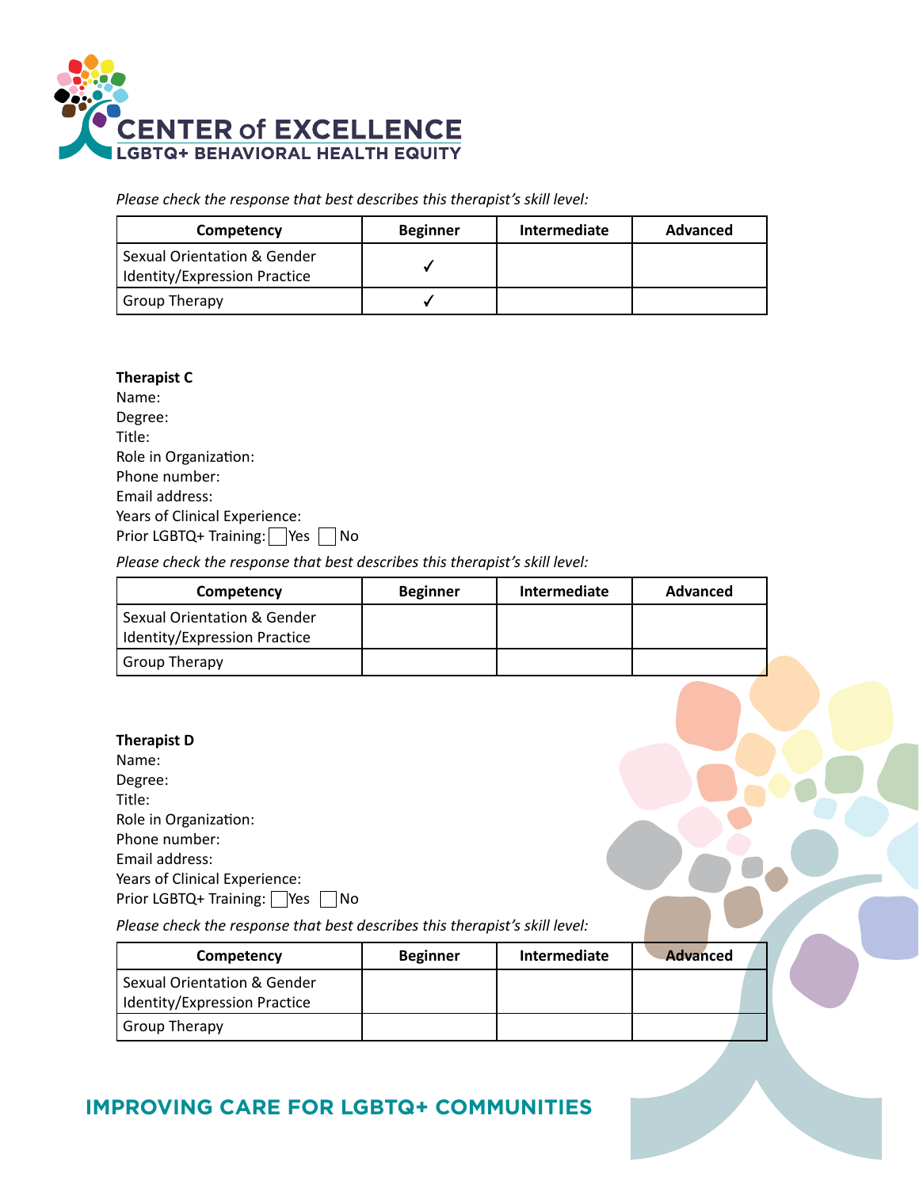*Please check the response that best describes this therapist's skill level:*

| Competency | Beginner | Intermediate | Advanced |
|---|---|---|---|
| Sexual Orientation & Gender Identity/Expression Practice | ✓ | | |
| Group Therapy | ✓ | | |

**Therapist C**

Name:

Degree:

Title:

Role in Organization:

Phone number:

Email address:

Years of Clinical Experience:

Prior LGBTQ+ Training: ☐ Yes ☐ No

*Please check the response that best describes this therapist's skill level:*

| Competency | Beginner | Intermediate | Advanced |
|---|---|---|---|
| Sexual Orientation & Gender Identity/Expression Practice | | | |
| Group Therapy | | | |

**Therapist D**

Name:

Degree:

Title:

Role in Organization:

Phone number:

Email address:

Years of Clinical Experience:

Prior LGBTQ+ Training: ☐ Yes ☐ No

*Please check the response that best describes this therapist's skill level:*

| Competency | Beginner | Intermediate | Advanced |
|---|---|---|---|
| Sexual Orientation & Gender Identity/Expression Practice | | | |
| Group Therapy | | | |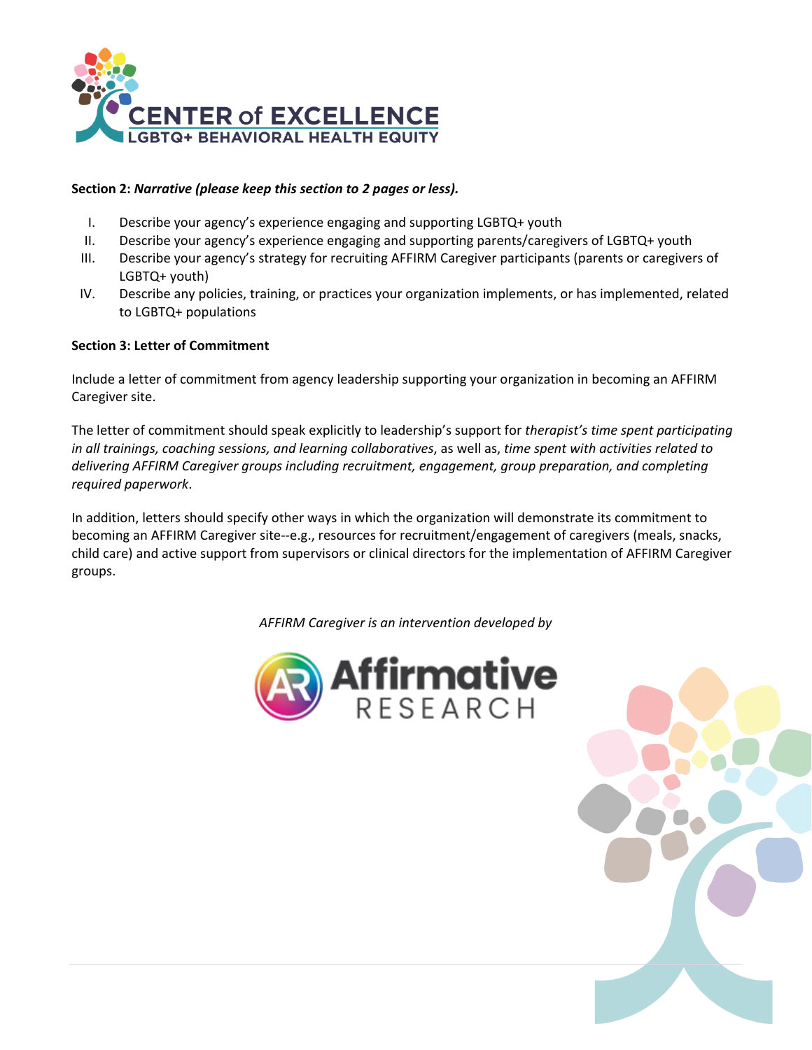**Section 2:** ***Narrative (please keep this section to 2 pages or less).***

I. Describe your agency's experience engaging and supporting LGBTQ+ youth
II. Describe your agency's experience engaging and supporting parents/caregivers of LGBTQ+ youth
III. Describe your agency's strategy for recruiting AFFIRM Caregiver participants (parents or caregivers of LGBTQ+ youth)
IV. Describe any policies, training, or practices your organization implements, or has implemented, related to LGBTQ+ populations

**Section 3: Letter of Commitment**

Include a letter of commitment from agency leadership supporting your organization in becoming an AFFIRM Caregiver site.

The letter of commitment should speak explicitly to leadership's support for *therapist's time spent participating in all trainings, coaching sessions, and learning collaboratives*, as well as, *time spent with activities related to delivering AFFIRM Caregiver groups including recruitment, engagement, group preparation, and completing required paperwork*.

In addition, letters should specify other ways in which the organization will demonstrate its commitment to becoming an AFFIRM Caregiver site--e.g., resources for recruitment/engagement of caregivers (meals, snacks, child care) and active support from supervisors or clinical directors for the implementation of AFFIRM Caregiver groups.

*AFFIRM Caregiver is an intervention developed by*

Affirmative RESEARCH